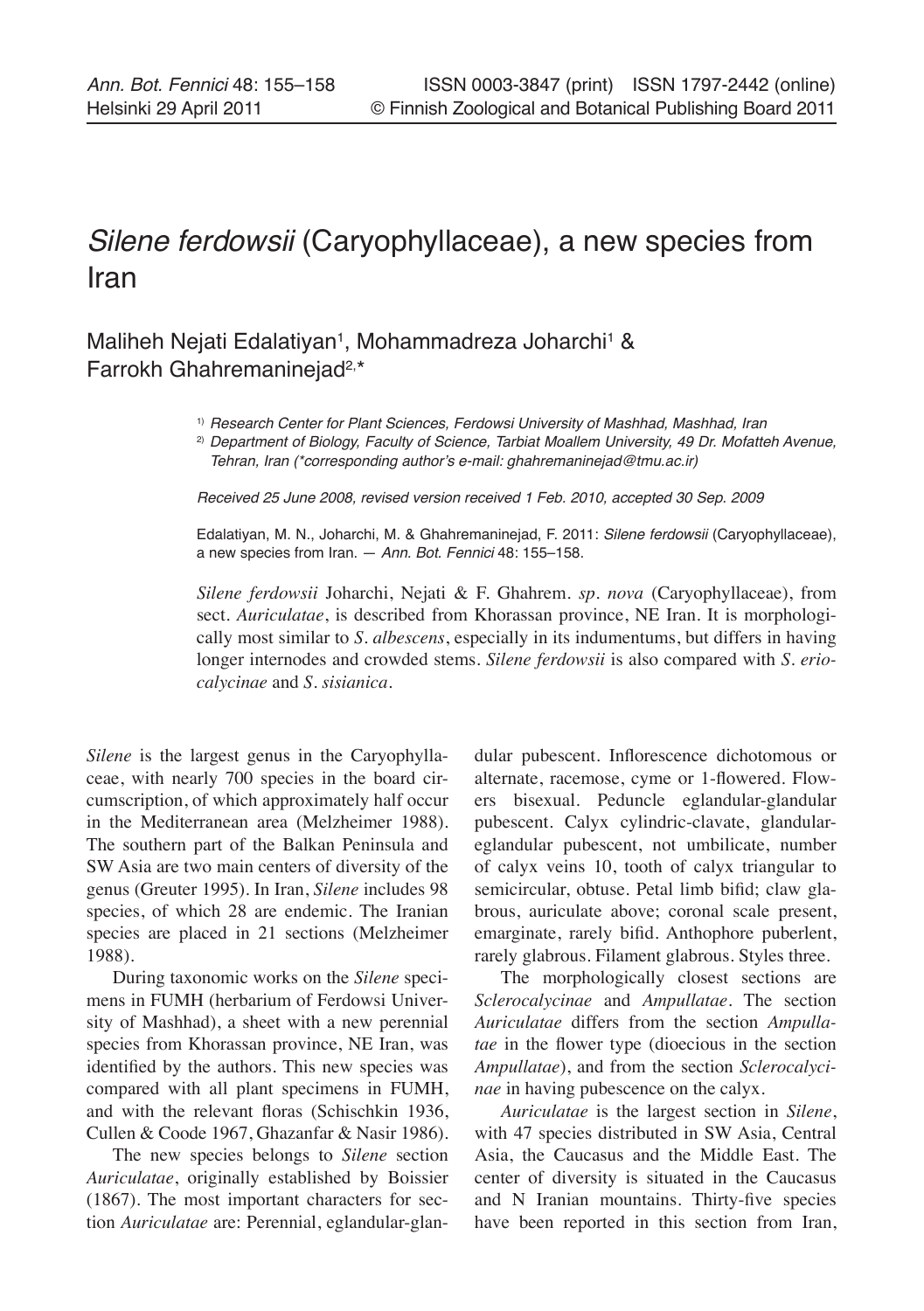# *Silene ferdowsii* (Caryophyllaceae), a new species from Iran

Maliheh Nejati Edalatiyan[1], Mohammadreza Joharchi[1] & Farrokh Ghahremaninejad[2,*]

[1] *Research Center for Plant Sciences, Ferdowsi University of Mashhad, Mashhad, Iran*

[2] *Department of Biology, Faculty of Science, Tarbiat Moallem University, 49 Dr. Mofatteh Avenue, Tehran, Iran (\*corresponding author's e-mail: ghahremaninejad@tmu.ac.ir)*

*Received 25 June 2008, revised version received 1 Feb. 2010, accepted 30 Sep. 2009*

Edalatiyan, M. N., Joharchi, M. & Ghahremaninejad, F. 2011: *Silene ferdowsii* (Caryophyllaceae), a new species from Iran. — *Ann. Bot. Fennici* 48: 155–158.

*Silene ferdowsii* Joharchi, Nejati & F. Ghahrem. *sp. nova* (Caryophyllaceae), from sect. *Auriculatae*, is described from Khorassan province, NE Iran. It is morphologically most similar to *S. albescens*, especially in its indumentums, but differs in having longer internodes and crowded stems. *Silene ferdowsii* is also compared with *S. eriocalycinae* and *S. sisianica*.

*Silene* is the largest genus in the Caryophyllaceae, with nearly 700 species in the board circumscription, of which approximately half occur in the Mediterranean area (Melzheimer 1988). The southern part of the Balkan Peninsula and SW Asia are two main centers of diversity of the genus (Greuter 1995). In Iran, *Silene* includes 98 species, of which 28 are endemic. The Iranian species are placed in 21 sections (Melzheimer 1988).

During taxonomic works on the *Silene* specimens in FUMH (herbarium of Ferdowsi University of Mashhad), a sheet with a new perennial species from Khorassan province, NE Iran, was identified by the authors. This new species was compared with all plant specimens in FUMH, and with the relevant floras (Schischkin 1936, Cullen & Coode 1967, Ghazanfar & Nasir 1986).

The new species belongs to *Silene* section *Auriculatae*, originally established by Boissier (1867). The most important characters for section *Auriculatae* are: Perennial, eglandular-glandular pubescent. Inflorescence dichotomous or alternate, racemose, cyme or 1-flowered. Flowers bisexual. Peduncle eglandular-glandular pubescent. Calyx cylindric-clavate, glandular-eglandular pubescent, not umbilicate, number of calyx veins 10, tooth of calyx triangular to semicircular, obtuse. Petal limb bifid; claw glabrous, auriculate above; coronal scale present, emarginate, rarely bifid. Anthophore puberlent, rarely glabrous. Filament glabrous. Styles three.

The morphologically closest sections are *Sclerocalycinae* and *Ampullatae*. The section *Auriculatae* differs from the section *Ampullatae* in the flower type (dioecious in the section *Ampullatae*), and from the section *Sclerocalycinae* in having pubescence on the calyx.

*Auriculatae* is the largest section in *Silene*, with 47 species distributed in SW Asia, Central Asia, the Caucasus and the Middle East. The center of diversity is situated in the Caucasus and N Iranian mountains. Thirty-five species have been reported in this section from Iran,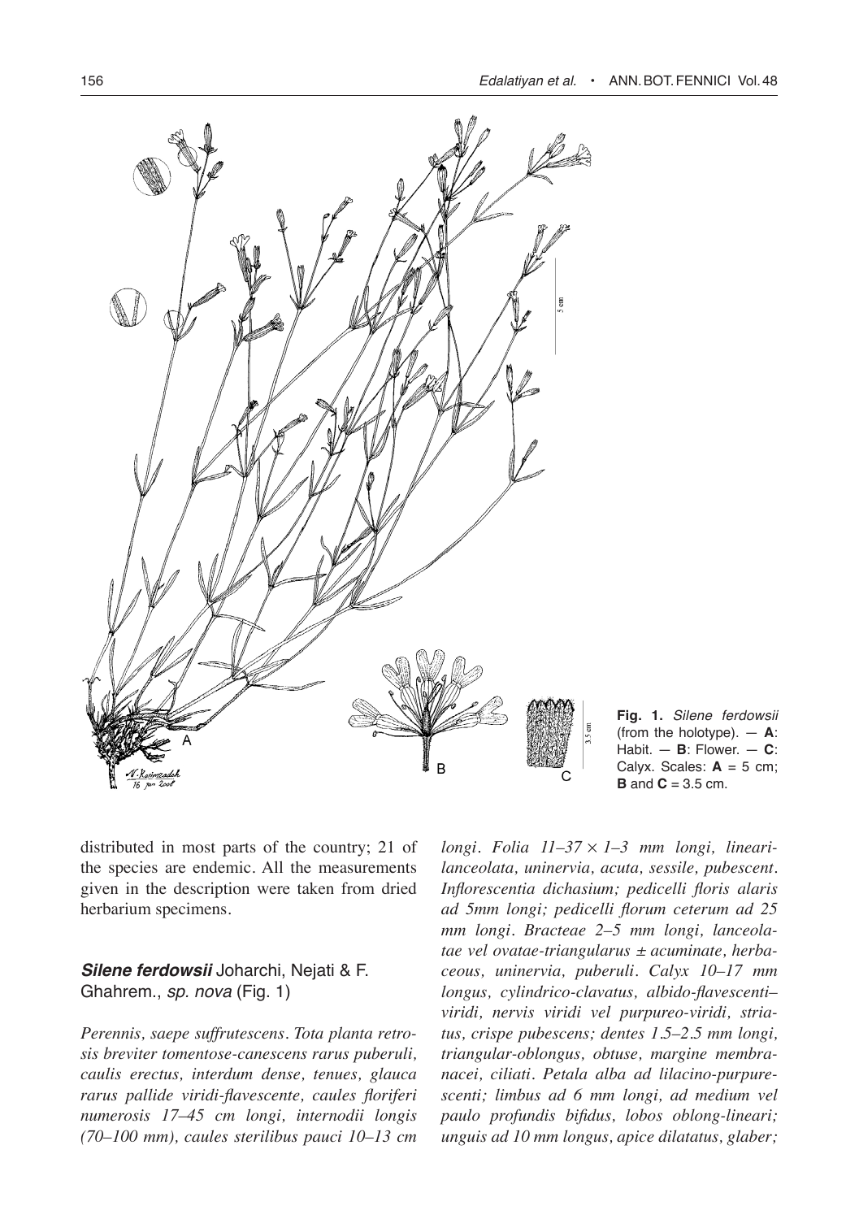**Fig. 1.** *Silene ferdowsii* (from the holotype). — **A**: Habit. — **B**: Flower. — **C**: Calyx. Scales: **A** = 5 cm; **B** and **C** = 3.5 cm.

distributed in most parts of the country; 21 of the species are endemic. All the measurements given in the description were taken from dried herbarium specimens.

### *Silene ferdowsii* Joharchi, Nejati & F. Ghahrem., *sp. nova* (Fig. 1)

*Perennis, saepe suffrutescens. Tota planta retrosis breviter tomentose-canescens rarus puberuli, caulis erectus, interdum dense, tenues, glauca rarus pallide viridi-flavescente, caules floriferi numerosis 17–45 cm longi, internodii longis (70–100 mm), caules sterilibus pauci 10–13 cm longi. Folia 11–37 × 1–3 mm longi, lineari-lanceolata, uninervia, acuta, sessile, pubescent. Inflorescentia dichasium; pedicelli floris alaris ad 5mm longi; pedicelli florum ceterum ad 25 mm longi. Bracteae 2–5 mm longi, lanceolatae vel ovatae-triangularus ± acuminate, herbaceous, uninervia, puberuli. Calyx 10–17 mm longus, cylindrico-clavatus, albido-flavescenti–viridi, nervis viridi vel purpureo-viridi, striatus, crispe pubescens; dentes 1.5–2.5 mm longi, triangular-oblongus, obtuse, margine membranacei, ciliati. Petala alba ad lilacino-purpurescenti; limbus ad 6 mm longi, ad medium vel paulo profundis bifidus, lobos oblong-lineari; unguis ad 10 mm longus, apice dilatatus, glaber;*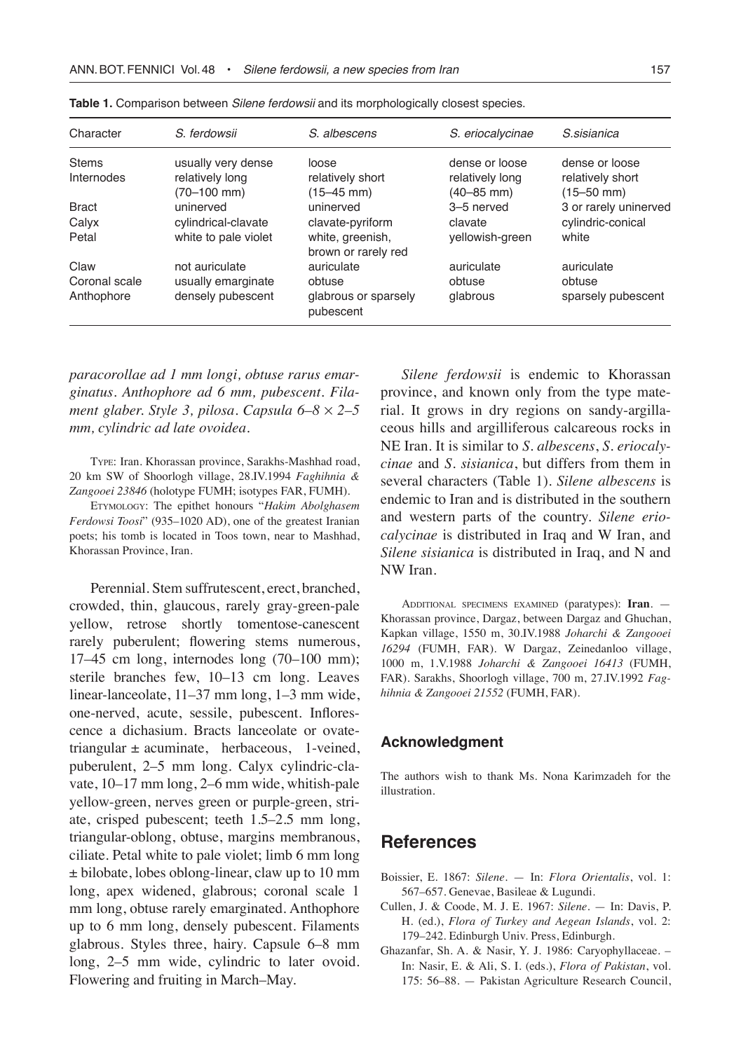**Table 1.** Comparison between *Silene ferdowsii* and its morphologically closest species.

| Character | *S. ferdowsii* | *S. albescens* | *S. eriocalycinae* | *S.sisianica* |
|---|---|---|---|---|
| Stems | usually very dense | loose | dense or loose | dense or loose |
| Internodes | relatively long (70–100 mm) | relatively short (15–45 mm) | relatively long (40–85 mm) | relatively short (15–50 mm) |
| Bract | uninerved | uninerved | 3–5 nerved | 3 or rarely uninerved |
| Calyx | cylindrical-clavate | clavate-pyriform | clavate | cylindric-conical |
| Petal | white to pale violet | white, greenish, brown or rarely red | yellowish-green | white |
| Claw | not auriculate | auriculate | auriculate | auriculate |
| Coronal scale | usually emarginate | obtuse | obtuse | obtuse |
| Anthophore | densely pubescent | glabrous or sparsely pubescent | glabrous | sparsely pubescent |

*paracorollae ad 1 mm longi, obtuse rarus emarginatus. Anthophore ad 6 mm, pubescent. Filament glaber. Style 3, pilosa. Capsula 6–8 × 2–5 mm, cylindric ad late ovoidea.*

TYPE: Iran. Khorassan province, Sarakhs-Mashhad road, 20 km SW of Shoorlogh village, 28.IV.1994 *Faghihnia & Zangooei 23846* (holotype FUMH; isotypes FAR, FUMH).

ETYMOLOGY: The epithet honours "*Hakim Abolghasem Ferdowsi Toosi*" (935–1020 AD), one of the greatest Iranian poets; his tomb is located in Toos town, near to Mashhad, Khorassan Province, Iran.

Perennial. Stem suffrutescent, erect, branched, crowded, thin, glaucous, rarely gray-green-pale yellow, retrose shortly tomentose-canescent rarely puberulent; flowering stems numerous, 17–45 cm long, internodes long (70–100 mm); sterile branches few, 10–13 cm long. Leaves linear-lanceolate, 11–37 mm long, 1–3 mm wide, one-nerved, acute, sessile, pubescent. Inflorescence a dichasium. Bracts lanceolate or ovate-triangular ± acuminate, herbaceous, 1-veined, puberulent, 2–5 mm long. Calyx cylindric-clavate, 10–17 mm long, 2–6 mm wide, whitish-pale yellow-green, nerves green or purple-green, striate, crisped pubescent; teeth 1.5–2.5 mm long, triangular-oblong, obtuse, margins membranous, ciliate. Petal white to pale violet; limb 6 mm long ± bilobate, lobes oblong-linear, claw up to 10 mm long, apex widened, glabrous; coronal scale 1 mm long, obtuse rarely emarginated. Anthophore up to 6 mm long, densely pubescent. Filaments glabrous. Styles three, hairy. Capsule 6–8 mm long, 2–5 mm wide, cylindric to later ovoid. Flowering and fruiting in March–May.

*Silene ferdowsii* is endemic to Khorassan province, and known only from the type material. It grows in dry regions on sandy-argillaceous hills and argilliferous calcareous rocks in NE Iran. It is similar to *S. albescens*, *S. eriocalycinae* and *S. sisianica*, but differs from them in several characters (Table 1). *Silene albescens* is endemic to Iran and is distributed in the southern and western parts of the country. *Silene eriocalycinae* is distributed in Iraq and W Iran, and *Silene sisianica* is distributed in Iraq, and N and NW Iran.

ADDITIONAL SPECIMENS EXAMINED (paratypes): **Iran**. — Khorassan province, Dargaz, between Dargaz and Ghuchan, Kapkan village, 1550 m, 30.IV.1988 *Joharchi & Zangooei 16294* (FUMH, FAR). W Dargaz, Zeinedanloo village, 1000 m, 1.V.1988 *Joharchi & Zangooei 16413* (FUMH, FAR). Sarakhs, Shoorlogh village, 700 m, 27.IV.1992 *Faghihnia & Zangooei 21552* (FUMH, FAR).

## Acknowledgment

The authors wish to thank Ms. Nona Karimzadeh for the illustration.

## References

Boissier, E. 1867: *Silene*. — In: *Flora Orientalis*, vol. 1: 567–657. Genevae, Basileae & Lugundi.

Cullen, J. & Coode, M. J. E. 1967: *Silene*. — In: Davis, P. H. (ed.), *Flora of Turkey and Aegean Islands*, vol. 2: 179–242. Edinburgh Univ. Press, Edinburgh.

Ghazanfar, Sh. A. & Nasir, Y. J. 1986: Caryophyllaceae. – In: Nasir, E. & Ali, S. I. (eds.), *Flora of Pakistan*, vol. 175: 56–88. — Pakistan Agriculture Research Council,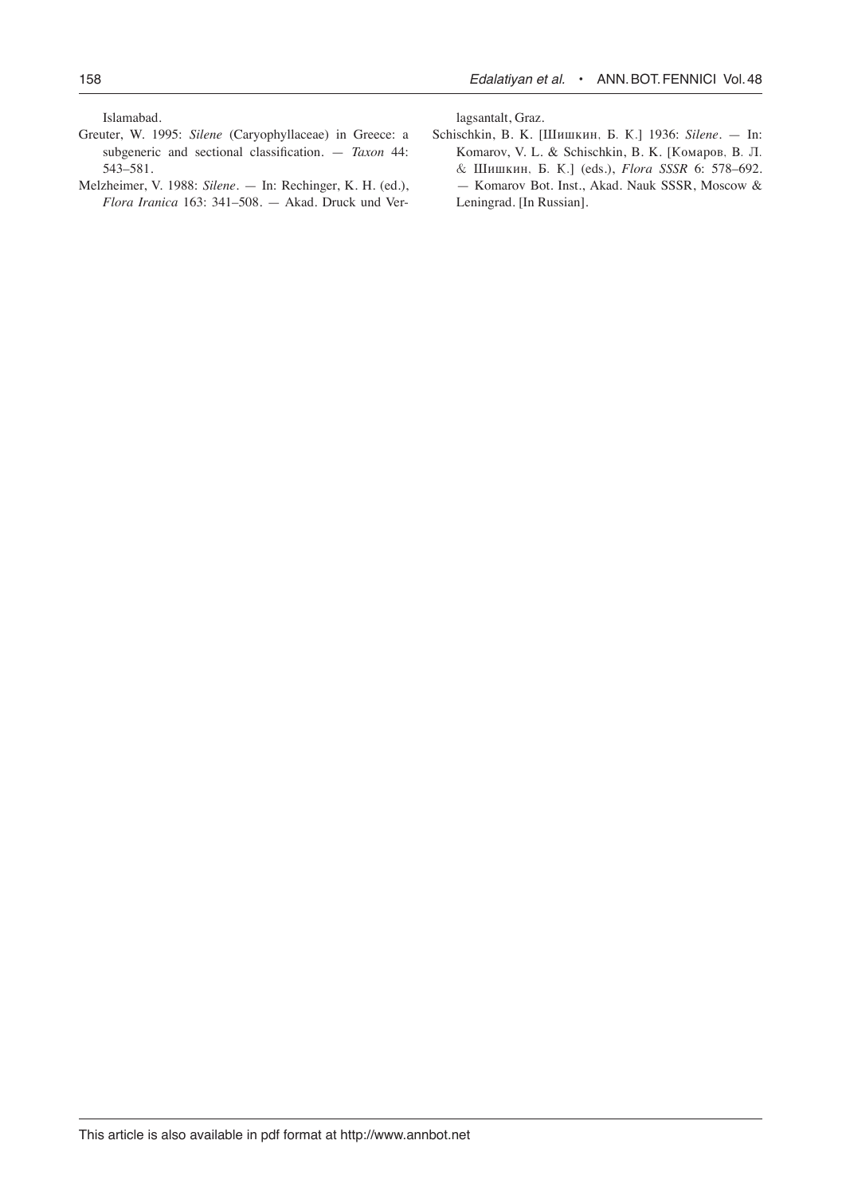Islamabad.

Greuter, W. 1995: *Silene* (Caryophyllaceae) in Greece: a subgeneric and sectional classification. — *Taxon* 44: 543–581.

Melzheimer, V. 1988: *Silene*. — In: Rechinger, K. H. (ed.), *Flora Iranica* 163: 341–508. — Akad. Druck und Verlagsantalt, Graz.

Schischkin, B. K. [Шишкин, Б. К.] 1936: *Silene*. — In: Komarov, V. L. & Schischkin, B. K. [Комаров, В. Л. & Шишкин, Б. К.] (eds.), *Flora SSSR* 6: 578–692. — Komarov Bot. Inst., Akad. Nauk SSSR, Moscow & Leningrad. [In Russian].

This article is also available in pdf format at http://www.annbot.net